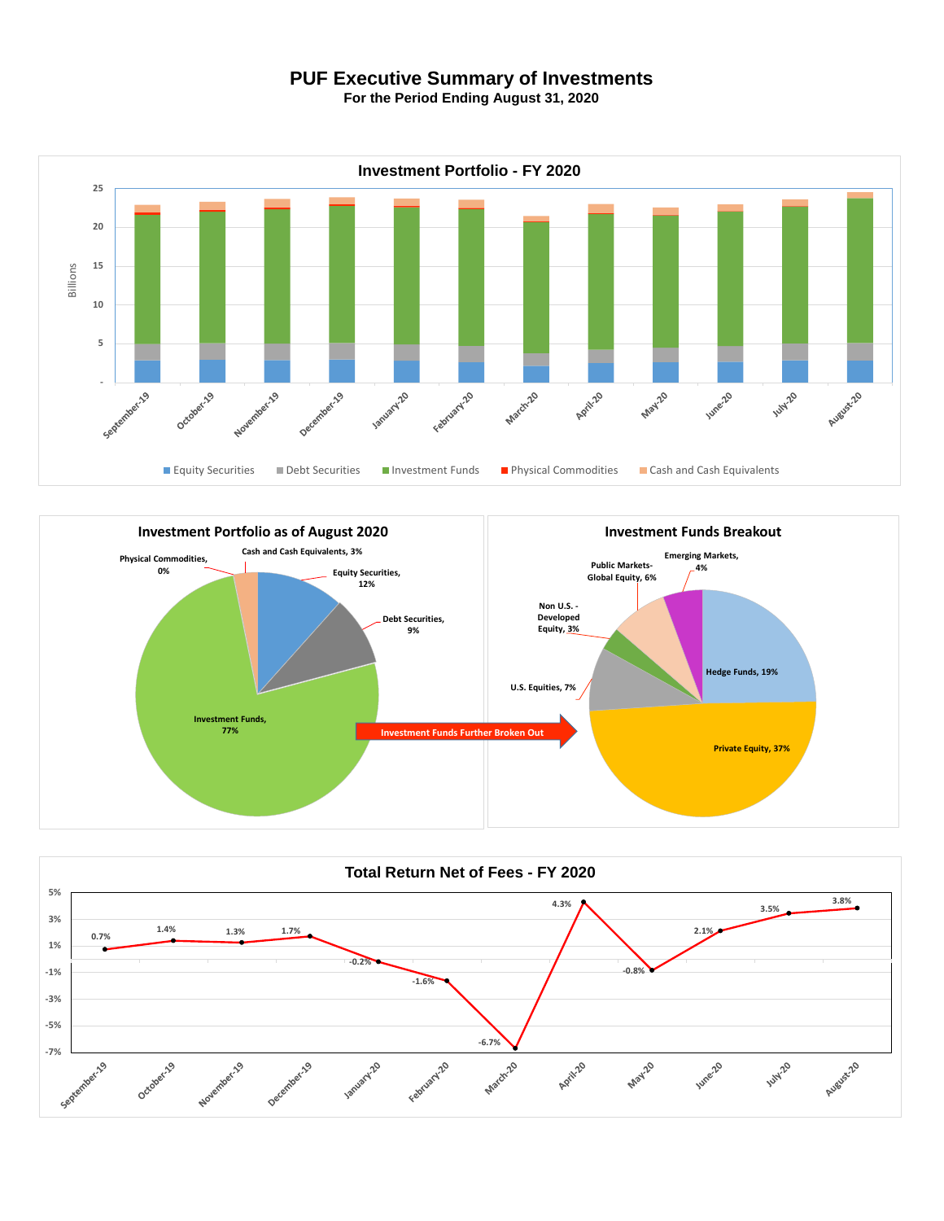# PUF Executive Summary of Investments

**For the Period Ending August 31, 2020**

## Investment Portfolio - FY 2020

Billions

25, 20, 15, 10, 5, -

September-19, October-19, November-19, December-19, January-20, February-20, March-20, April-20, May-20, June-20, July-20, August-20

Equity Securities | Debt Securities | Investment Funds | Physical Commodities | Cash and Cash Equivalents

## Investment Portfolio as of August 2020

- Physical Commodities, 0%
- Cash and Cash Equivalents, 3%
- Equity Securities, 12%
- Debt Securities, 9%
- Investment Funds, 77%

Investment Funds Further Broken Out

## Investment Funds Breakout

- Emerging Markets, 4%
- Public Markets-Global Equity, 6%
- Non U.S. - Developed Equity, 3%
- U.S. Equities, 7%
- Hedge Funds, 19%
- Private Equity, 37%

## Total Return Net of Fees - FY 2020

| Month | Return |
|---|---|
| September-19 | 0.7% |
| October-19 | 1.4% |
| November-19 | 1.3% |
| December-19 | 1.7% |
| January-20 | -0.2% |
| February-20 | -1.6% |
| March-20 | -6.7% |
| April-20 | 4.3% |
| May-20 | -0.8% |
| June-20 | 2.1% |
| July-20 | 3.5% |
| August-20 | 3.8% |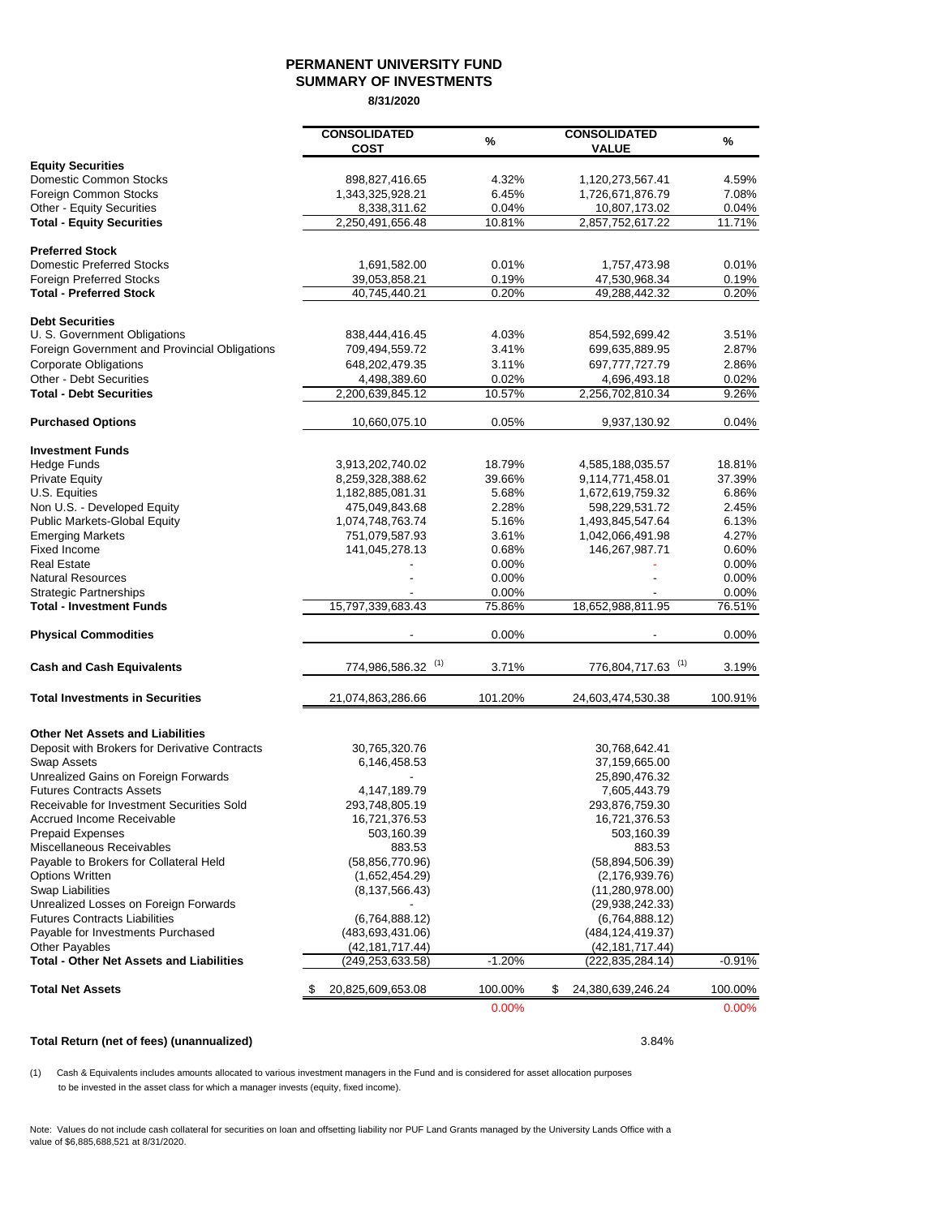# PERMANENT UNIVERSITY FUND
## SUMMARY OF INVESTMENTS
**8/31/2020**

| | CONSOLIDATED COST | % | CONSOLIDATED VALUE | % |
|---|---|---|---|---|
| **Equity Securities** | | | | |
| Domestic Common Stocks | 898,827,416.65 | 4.32% | 1,120,273,567.41 | 4.59% |
| Foreign Common Stocks | 1,343,325,928.21 | 6.45% | 1,726,671,876.79 | 7.08% |
| Other - Equity Securities | 8,338,311.62 | 0.04% | 10,807,173.02 | 0.04% |
| **Total - Equity Securities** | 2,250,491,656.48 | 10.81% | 2,857,752,617.22 | 11.71% |
| **Preferred Stock** | | | | |
| Domestic Preferred Stocks | 1,691,582.00 | 0.01% | 1,757,473.98 | 0.01% |
| Foreign Preferred Stocks | 39,053,858.21 | 0.19% | 47,530,968.34 | 0.19% |
| **Total - Preferred Stock** | 40,745,440.21 | 0.20% | 49,288,442.32 | 0.20% |
| **Debt Securities** | | | | |
| U. S. Government Obligations | 838,444,416.45 | 4.03% | 854,592,699.42 | 3.51% |
| Foreign Government and Provincial Obligations | 709,494,559.72 | 3.41% | 699,635,889.95 | 2.87% |
| Corporate Obligations | 648,202,479.35 | 3.11% | 697,777,727.79 | 2.86% |
| Other - Debt Securities | 4,498,389.60 | 0.02% | 4,696,493.18 | 0.02% |
| **Total - Debt Securities** | 2,200,639,845.12 | 10.57% | 2,256,702,810.34 | 9.26% |
| **Purchased Options** | 10,660,075.10 | 0.05% | 9,937,130.92 | 0.04% |
| **Investment Funds** | | | | |
| Hedge Funds | 3,913,202,740.02 | 18.79% | 4,585,188,035.57 | 18.81% |
| Private Equity | 8,259,328,388.62 | 39.66% | 9,114,771,458.01 | 37.39% |
| U.S. Equities | 1,182,885,081.31 | 5.68% | 1,672,619,759.32 | 6.86% |
| Non U.S. - Developed Equity | 475,049,843.68 | 2.28% | 598,229,531.72 | 2.45% |
| Public Markets-Global Equity | 1,074,748,763.74 | 5.16% | 1,493,845,547.64 | 6.13% |
| Emerging Markets | 751,079,587.93 | 3.61% | 1,042,066,491.98 | 4.27% |
| Fixed Income | 141,045,278.13 | 0.68% | 146,267,987.71 | 0.60% |
| Real Estate | - | 0.00% | - | 0.00% |
| Natural Resources | - | 0.00% | - | 0.00% |
| Strategic Partnerships | - | 0.00% | - | 0.00% |
| **Total - Investment Funds** | 15,797,339,683.43 | 75.86% | 18,652,988,811.95 | 76.51% |
| **Physical Commodities** | - | 0.00% | - | 0.00% |
| **Cash and Cash Equivalents** | 774,986,586.32 (1) | 3.71% | 776,804,717.63 (1) | 3.19% |
| **Total Investments in Securities** | 21,074,863,286.66 | 101.20% | 24,603,474,530.38 | 100.91% |
| **Other Net Assets and Liabilities** | | | | |
| Deposit with Brokers for Derivative Contracts | 30,765,320.76 | | 30,768,642.41 | |
| Swap Assets | 6,146,458.53 | | 37,159,665.00 | |
| Unrealized Gains on Foreign Forwards | - | | 25,890,476.32 | |
| Futures Contracts Assets | 4,147,189.79 | | 7,605,443.79 | |
| Receivable for Investment Securities Sold | 293,748,805.19 | | 293,876,759.30 | |
| Accrued Income Receivable | 16,721,376.53 | | 16,721,376.53 | |
| Prepaid Expenses | 503,160.39 | | 503,160.39 | |
| Miscellaneous Receivables | 883.53 | | 883.53 | |
| Payable to Brokers for Collateral Held | (58,856,770.96) | | (58,894,506.39) | |
| Options Written | (1,652,454.29) | | (2,176,939.76) | |
| Swap Liabilities | (8,137,566.43) | | (11,280,978.00) | |
| Unrealized Losses on Foreign Forwards | - | | (29,938,242.33) | |
| Futures Contracts Liabilities | (6,764,888.12) | | (6,764,888.12) | |
| Payable for Investments Purchased | (483,693,431.06) | | (484,124,419.37) | |
| Other Payables | (42,181,717.44) | | (42,181,717.44) | |
| **Total - Other Net Assets and Liabilities** | (249,253,633.58) | -1.20% | (222,835,284.14) | -0.91% |
| **Total Net Assets** | $ 20,825,609,653.08 | 100.00% | $ 24,380,639,246.24 | 100.00% |
| | | 0.00% | | 0.00% |

**Total Return (net of fees) (unannualized)** 3.84%

(1) Cash & Equivalents includes amounts allocated to various investment managers in the Fund and is considered for asset allocation purposes to be invested in the asset class for which a manager invests (equity, fixed income).

Note: Values do not include cash collateral for securities on loan and offsetting liability nor PUF Land Grants managed by the University Lands Office with a value of $6,885,688,521 at 8/31/2020.